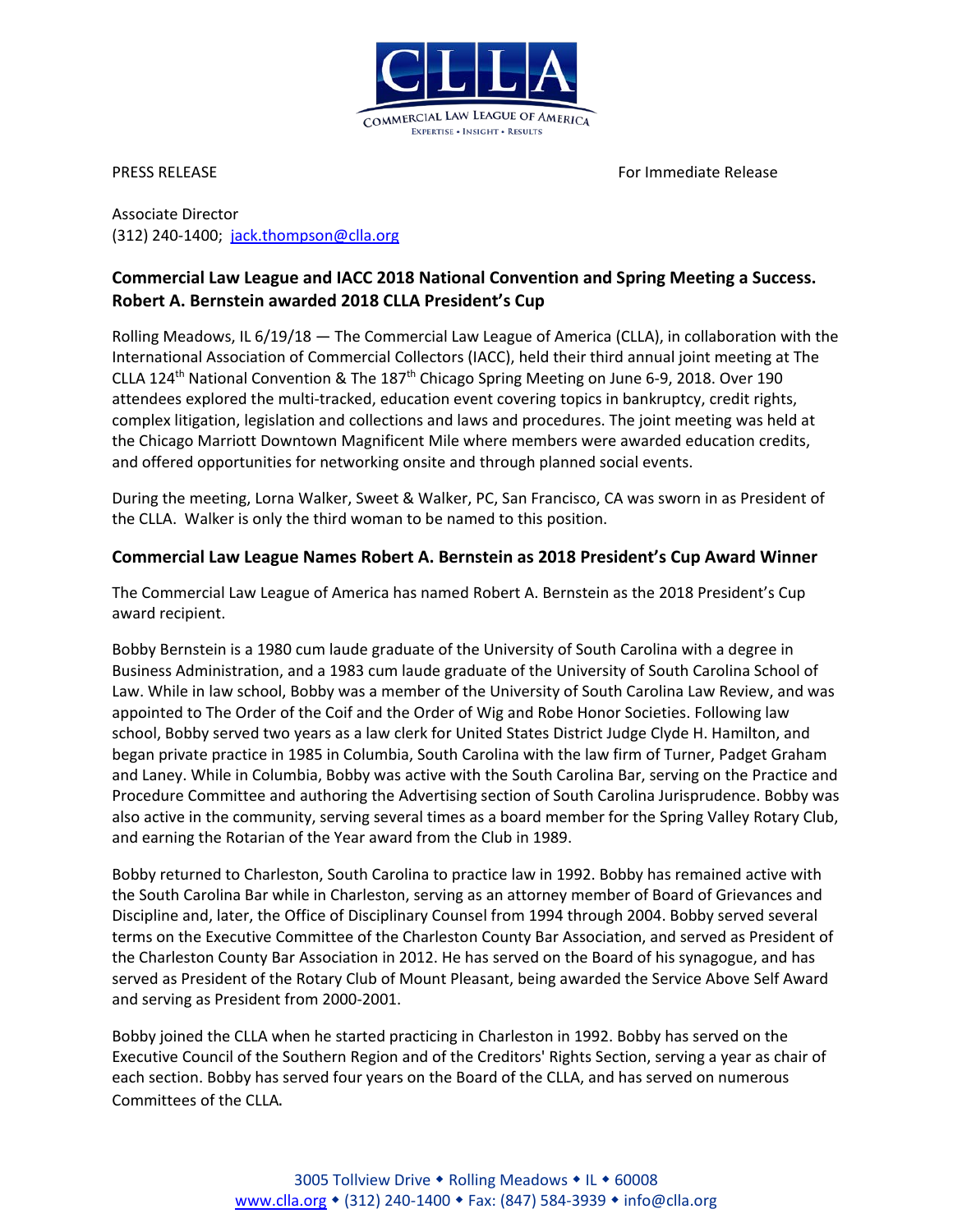CLLA

COMMERCIAL LAW LEAGUE OF AMERICA

EXPERTISE • INSIGHT • RESULTS

PRESS RELEASE For Immediate Release

Associate Director
(312) 240-1400; jack.thompson@clla.org

**Commercial Law League and IACC 2018 National Convention and Spring Meeting a Success. Robert A. Bernstein awarded 2018 CLLA President's Cup**

Rolling Meadows, IL 6/19/18 — The Commercial Law League of America (CLLA), in collaboration with the International Association of Commercial Collectors (IACC), held their third annual joint meeting at The CLLA 124th National Convention & The 187th Chicago Spring Meeting on June 6-9, 2018. Over 190 attendees explored the multi-tracked, education event covering topics in bankruptcy, credit rights, complex litigation, legislation and collections and laws and procedures. The joint meeting was held at the Chicago Marriott Downtown Magnificent Mile where members were awarded education credits, and offered opportunities for networking onsite and through planned social events.

During the meeting, Lorna Walker, Sweet & Walker, PC, San Francisco, CA was sworn in as President of the CLLA. Walker is only the third woman to be named to this position.

## Commercial Law League Names Robert A. Bernstein as 2018 President's Cup Award Winner

The Commercial Law League of America has named Robert A. Bernstein as the 2018 President's Cup award recipient.

Bobby Bernstein is a 1980 cum laude graduate of the University of South Carolina with a degree in Business Administration, and a 1983 cum laude graduate of the University of South Carolina School of Law. While in law school, Bobby was a member of the University of South Carolina Law Review, and was appointed to The Order of the Coif and the Order of Wig and Robe Honor Societies. Following law school, Bobby served two years as a law clerk for United States District Judge Clyde H. Hamilton, and began private practice in 1985 in Columbia, South Carolina with the law firm of Turner, Padget Graham and Laney. While in Columbia, Bobby was active with the South Carolina Bar, serving on the Practice and Procedure Committee and authoring the Advertising section of South Carolina Jurisprudence. Bobby was also active in the community, serving several times as a board member for the Spring Valley Rotary Club, and earning the Rotarian of the Year award from the Club in 1989.

Bobby returned to Charleston, South Carolina to practice law in 1992. Bobby has remained active with the South Carolina Bar while in Charleston, serving as an attorney member of Board of Grievances and Discipline and, later, the Office of Disciplinary Counsel from 1994 through 2004. Bobby served several terms on the Executive Committee of the Charleston County Bar Association, and served as President of the Charleston County Bar Association in 2012. He has served on the Board of his synagogue, and has served as President of the Rotary Club of Mount Pleasant, being awarded the Service Above Self Award and serving as President from 2000-2001.

Bobby joined the CLLA when he started practicing in Charleston in 1992. Bobby has served on the Executive Council of the Southern Region and of the Creditors' Rights Section, serving a year as chair of each section. Bobby has served four years on the Board of the CLLA, and has served on numerous Committees of the CLLA.

3005 Tollview Drive • Rolling Meadows • IL • 60008
www.clla.org • (312) 240-1400 • Fax: (847) 584-3939 • info@clla.org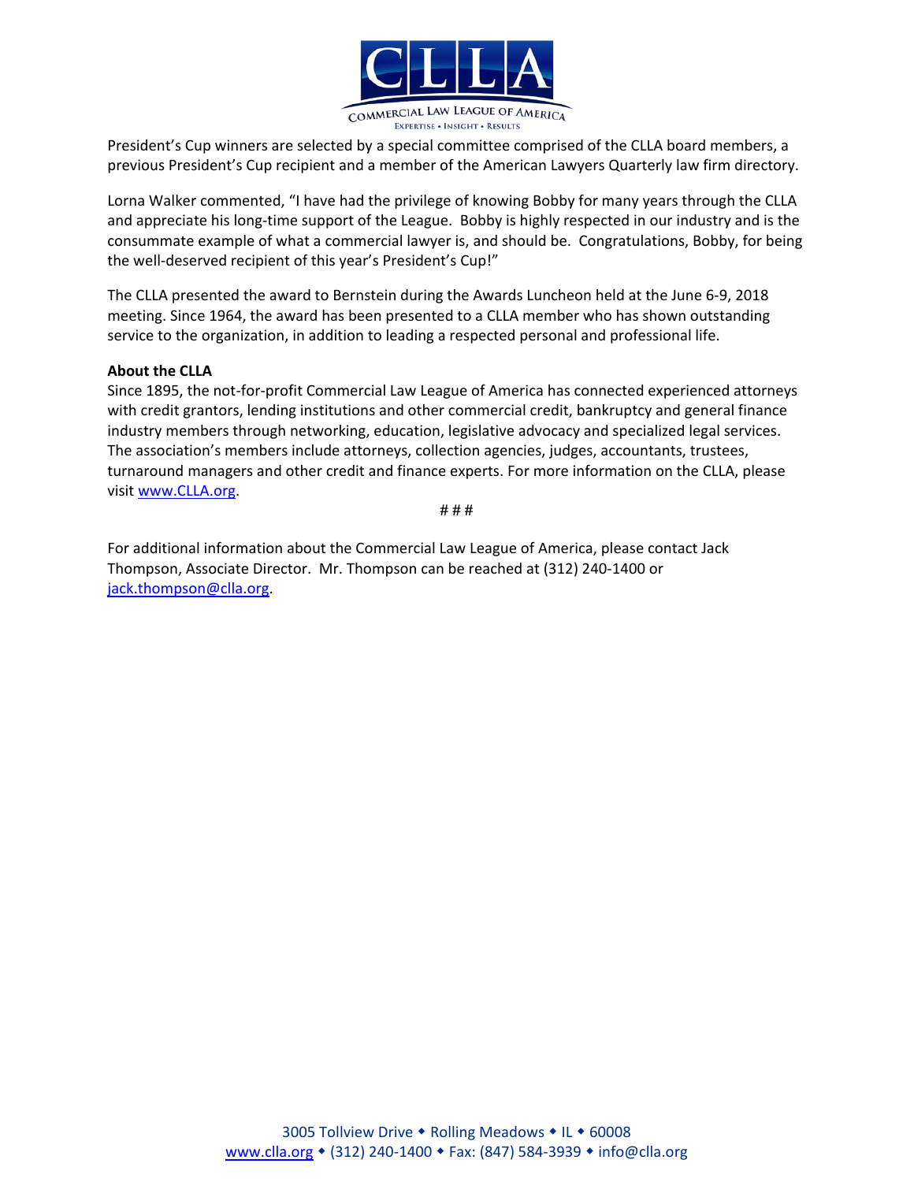President's Cup winners are selected by a special committee comprised of the CLLA board members, a previous President's Cup recipient and a member of the American Lawyers Quarterly law firm directory.

Lorna Walker commented, "I have had the privilege of knowing Bobby for many years through the CLLA and appreciate his long-time support of the League. Bobby is highly respected in our industry and is the consummate example of what a commercial lawyer is, and should be. Congratulations, Bobby, for being the well-deserved recipient of this year's President's Cup!"

The CLLA presented the award to Bernstein during the Awards Luncheon held at the June 6-9, 2018 meeting. Since 1964, the award has been presented to a CLLA member who has shown outstanding service to the organization, in addition to leading a respected personal and professional life.

**About the CLLA**
Since 1895, the not-for-profit Commercial Law League of America has connected experienced attorneys with credit grantors, lending institutions and other commercial credit, bankruptcy and general finance industry members through networking, education, legislative advocacy and specialized legal services. The association's members include attorneys, collection agencies, judges, accountants, trustees, turnaround managers and other credit and finance experts. For more information on the CLLA, please visit www.CLLA.org.

# # #

For additional information about the Commercial Law League of America, please contact Jack Thompson, Associate Director. Mr. Thompson can be reached at (312) 240-1400 or jack.thompson@clla.org.

3005 Tollview Drive ◆ Rolling Meadows ◆ IL ◆ 60008
www.clla.org ◆ (312) 240-1400 ◆ Fax: (847) 584-3939 ◆ info@clla.org